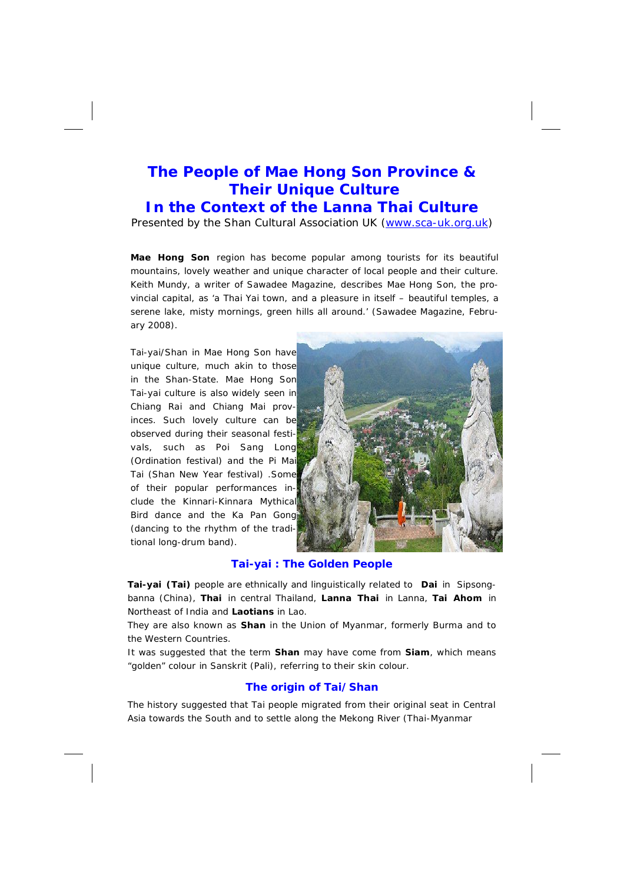# The People of Mae Hong Son Province & Their Unique Culture In the Context of the Lanna Thai Culture

Presented by the Shan Cultural Association UK (www.sca-uk.org.uk)

**Mae Hong Son** region has become popular among tourists for its beautiful mountains, lovely weather and unique character of local people and their culture. Keith Mundy, a writer of Sawadee Magazine, describes Mae Hong Son, the provincial capital, as 'a Thai Yai town, and a pleasure in itself – beautiful temples, a serene lake, misty mornings, green hills all around.' (Sawadee Magazine, February 2008).

Tai-yai/Shan in Mae Hong Son have unique culture, much akin to those in the Shan-State. Mae Hong Son Tai-yai culture is also widely seen in Chiang Rai and Chiang Mai provinces. Such lovely culture can be observed during their seasonal festivals, such as Poi Sang Long (Ordination festival) and the Pi Mai Tai (Shan New Year festival) .Some of their popular performances include the Kinnari-Kinnara Mythical Bird dance and the Ka Pan Gong (dancing to the rhythm of the traditional long-drum band).

## Tai-yai : The Golden People

**Tai-yai (Tai)** people are ethnically and linguistically related to **Dai** in Sipsongbanna (China), **Thai** in central Thailand, **Lanna Thai** in Lanna, **Tai Ahom** in Northeast of India and **Laotians** in Lao.

They are also known as **Shan** in the Union of Myanmar, formerly Burma and to the Western Countries.

It was suggested that the term **Shan** may have come from **Siam**, which means "golden" colour in Sanskrit (Pali), referring to their skin colour.

## The origin of Tai/Shan

The history suggested that Tai people migrated from their original seat in Central Asia towards the South and to settle along the Mekong River (Thai-Myanmar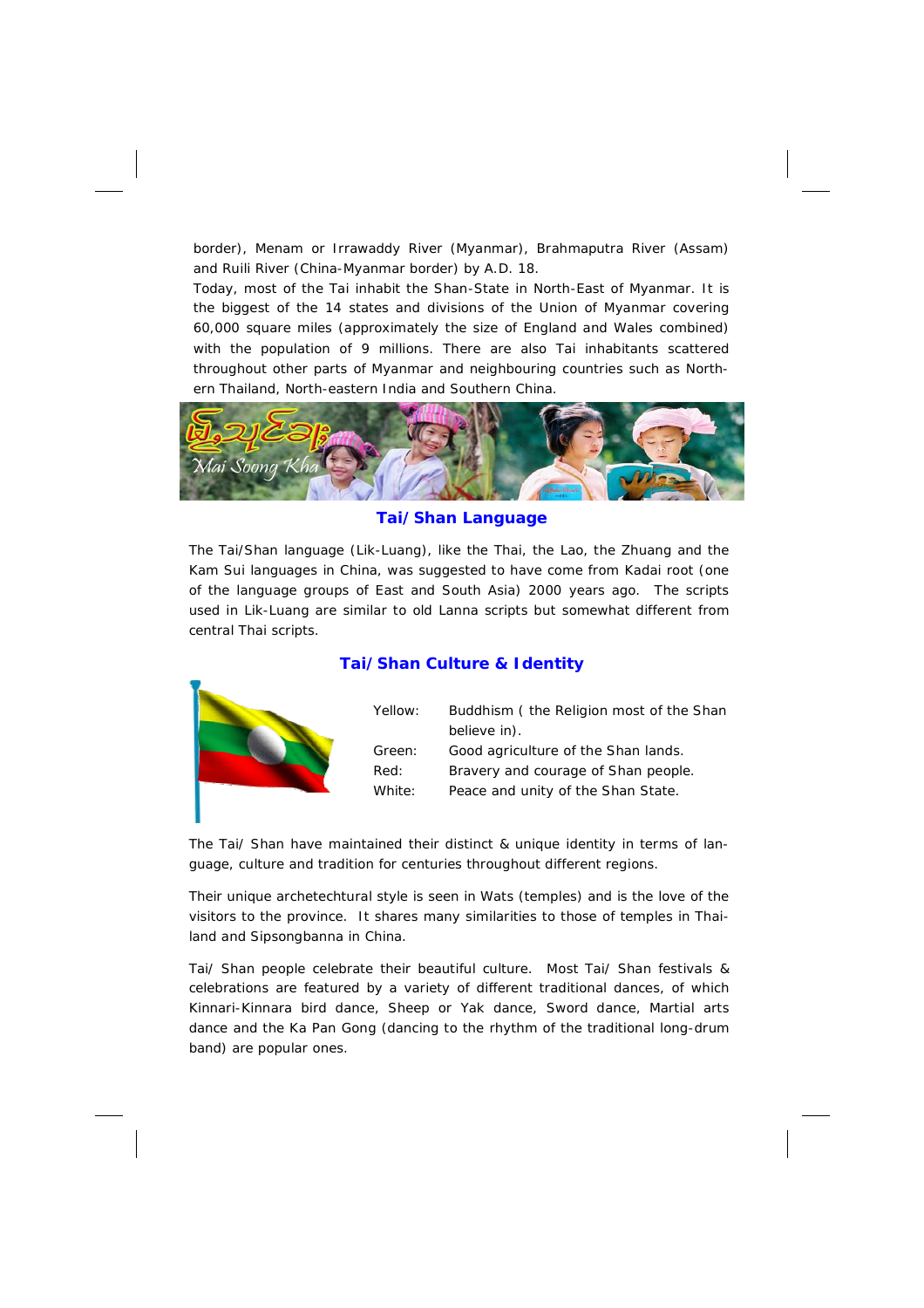border), Menam or Irrawaddy River (Myanmar), Brahmaputra River (Assam) and Ruili River (China-Myanmar border) by A.D. 18.

Today, most of the Tai inhabit the Shan-State in North-East of Myanmar. It is the biggest of the 14 states and divisions of the Union of Myanmar covering 60,000 square miles (approximately the size of England and Wales combined) with the population of 9 millions. There are also Tai inhabitants scattered throughout other parts of Myanmar and neighbouring countries such as Northern Thailand, North-eastern India and Southern China.

## Tai/Shan Language

The Tai/Shan language (Lik-Luang), like the Thai, the Lao, the Zhuang and the Kam Sui languages in China, was suggested to have come from Kadai root (one of the language groups of East and South Asia) 2000 years ago. The scripts used in Lik-Luang are similar to old Lanna scripts but somewhat different from central Thai scripts.

## Tai/Shan Culture & Identity

| | |
|---|---|
| Yellow: | Buddhism ( the Religion most of the Shan believe in). |
| Green: | Good agriculture of the Shan lands. |
| Red: | Bravery and courage of Shan people. |
| White: | Peace and unity of the Shan State. |

The Tai/ Shan have maintained their distinct & unique identity in terms of language, culture and tradition for centuries throughout different regions.

Their unique archetechtural style is seen in Wats (temples) and is the love of the visitors to the province. It shares many similarities to those of temples in Thailand and Sipsongbanna in China.

Tai/ Shan people celebrate their beautiful culture. Most Tai/ Shan festivals & celebrations are featured by a variety of different traditional dances, of which Kinnari-Kinnara bird dance, Sheep or Yak dance, Sword dance, Martial arts dance and the Ka Pan Gong (dancing to the rhythm of the traditional long-drum band) are popular ones.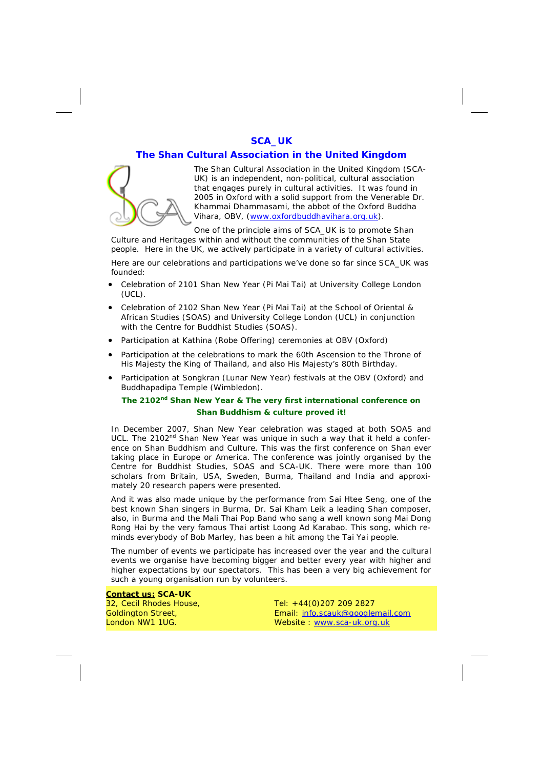# SCA_UK

## The Shan Cultural Association in the United Kingdom

The Shan Cultural Association in the United Kingdom (SCA-UK) is an independent, non-political, cultural association that engages purely in cultural activities. It was found in 2005 in Oxford with a solid support from the Venerable Dr. Khammai Dhammasami, the abbot of the Oxford Buddha Vihara, OBV, (www.oxfordbuddhavihara.org.uk).

One of the principle aims of SCA_UK is to promote Shan Culture and Heritages within and without the communities of the Shan State people. Here in the UK, we actively participate in a variety of cultural activities.

Here are our celebrations and participations we've done so far since SCA_UK was founded:

- Celebration of 2101 Shan New Year (Pi Mai Tai) at University College London (UCL).
- Celebration of 2102 Shan New Year (Pi Mai Tai) at the School of Oriental & African Studies (SOAS) and University College London (UCL) in conjunction with the Centre for Buddhist Studies (SOAS).
- Participation at Kathina (Robe Offering) ceremonies at OBV (Oxford)
- Participation at the celebrations to mark the 60th Ascension to the Throne of His Majesty the King of Thailand, and also His Majesty's 80th Birthday.
- Participation at Songkran (Lunar New Year) festivals at the OBV (Oxford) and Buddhapadipa Temple (Wimbledon).

### The 2102nd Shan New Year & The very first international conference on Shan Buddhism & culture proved it!

In December 2007, Shan New Year celebration was staged at both SOAS and UCL. The 2102nd Shan New Year was unique in such a way that it held a conference on Shan Buddhism and Culture. This was the first conference on Shan ever taking place in Europe or America. The conference was jointly organised by the Centre for Buddhist Studies, SOAS and SCA-UK. There were more than 100 scholars from Britain, USA, Sweden, Burma, Thailand and India and approximately 20 research papers were presented.

And it was also made unique by the performance from Sai Htee Seng, one of the best known Shan singers in Burma, Dr. Sai Kham Leik a leading Shan composer, also, in Burma and the Mali Thai Pop Band who sang a well known song Mai Dong Rong Hai by the very famous Thai artist Loong Ad Karabao. This song, which reminds everybody of Bob Marley, has been a hit among the Tai Yai people.

The number of events we participate has increased over the year and the cultural events we organise have becoming bigger and better every year with higher and higher expectations by our spectators. This has been a very big achievement for such a young organisation run by volunteers.

**Contact us: SCA-UK**
32, Cecil Rhodes House,
Goldington Street,
London NW1 1UG.

Tel: +44(0)207 209 2827
Email: info.scauk@googlemail.com
Website : www.sca-uk.org.uk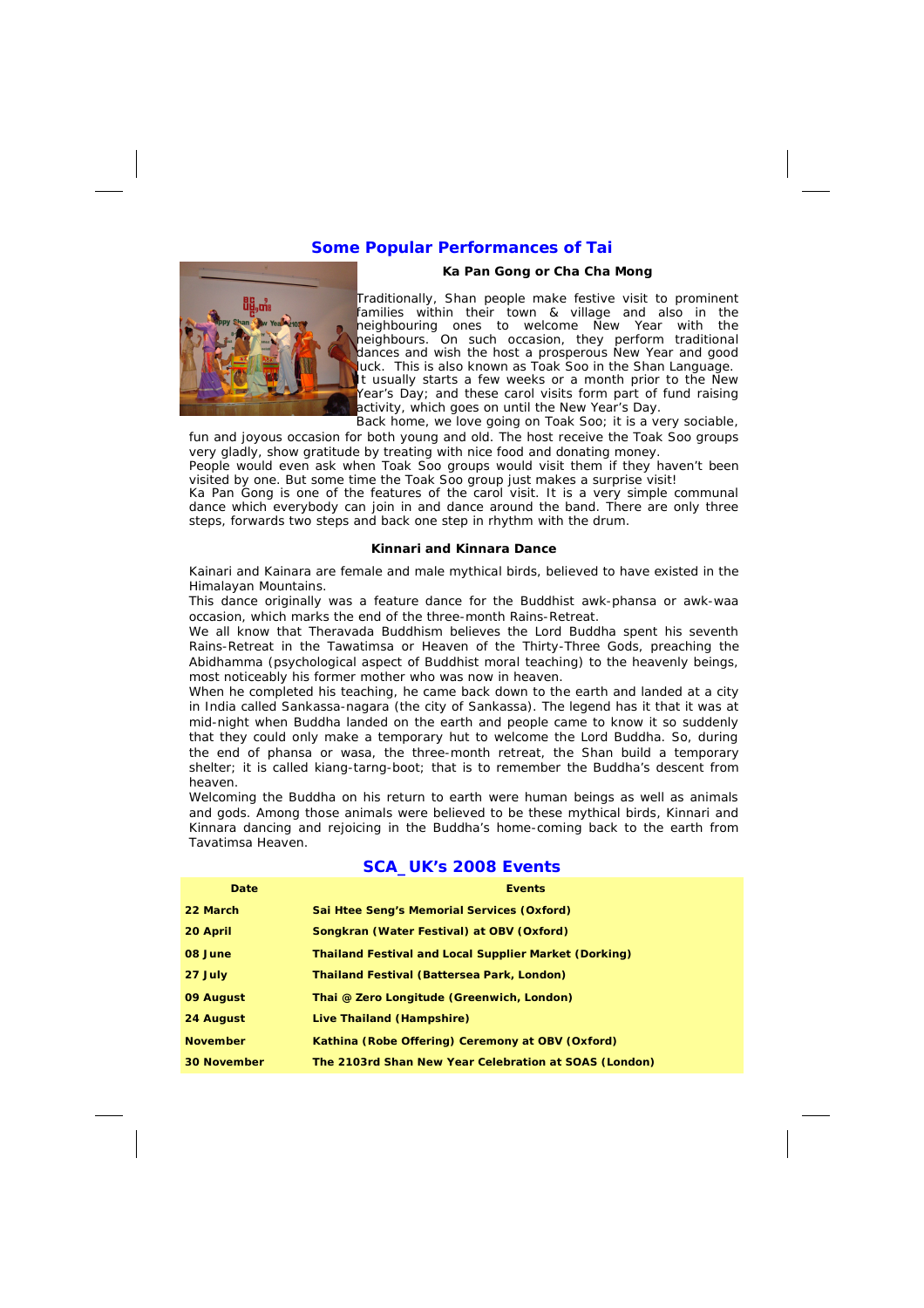## Some Popular Performances of Tai

### Ka Pan Gong or Cha Cha Mong

Traditionally, Shan people make festive visit to prominent families within their town & village and also in the neighbouring ones to welcome New Year with the neighbours. On such occasion, they perform traditional dances and wish the host a prosperous New Year and good luck. This is also known as Toak Soo in the Shan Language. It usually starts a few weeks or a month prior to the New Year's Day; and these carol visits form part of fund raising activity, which goes on until the New Year's Day.

Back home, we love going on Toak Soo; it is a very sociable, fun and joyous occasion for both young and old. The host receive the Toak Soo groups very gladly, show gratitude by treating with nice food and donating money.

People would even ask when Toak Soo groups would visit them if they haven't been visited by one. But some time the Toak Soo group just makes a surprise visit!

Ka Pan Gong is one of the features of the carol visit. It is a very simple communal dance which everybody can join in and dance around the band. There are only three steps, forwards two steps and back one step in rhythm with the drum.

### Kinnari and Kinnara Dance

Kainari and Kainara are female and male mythical birds, believed to have existed in the Himalayan Mountains.

This dance originally was a feature dance for the Buddhist awk-phansa or awk-waa occasion, which marks the end of the three-month Rains-Retreat.

We all know that Theravada Buddhism believes the Lord Buddha spent his seventh Rains-Retreat in the Tawatimsa or Heaven of the Thirty-Three Gods, preaching the Abidhamma (psychological aspect of Buddhist moral teaching) to the heavenly beings, most noticeably his former mother who was now in heaven.

When he completed his teaching, he came back down to the earth and landed at a city in India called Sankassa-nagara (the city of Sankassa). The legend has it that it was at mid-night when Buddha landed on the earth and people came to know it so suddenly that they could only make a temporary hut to welcome the Lord Buddha. So, during the end of phansa or wasa, the three-month retreat, the Shan build a temporary shelter; it is called kiang-tarng-boot; that is to remember the Buddha's descent from heaven.

Welcoming the Buddha on his return to earth were human beings as well as animals and gods. Among those animals were believed to be these mythical birds, Kinnari and Kinnara dancing and rejoicing in the Buddha's home-coming back to the earth from Tavatimsa Heaven.

## SCA_UK's 2008 Events

| Date | Events |
|---|---|
| **22 March** | **Sai Htee Seng's Memorial Services (Oxford)** |
| **20 April** | **Songkran (Water Festival) at OBV (Oxford)** |
| **08 June** | **Thailand Festival and Local Supplier Market (Dorking)** |
| **27 July** | **Thailand Festival (Battersea Park, London)** |
| **09 August** | **Thai @ Zero Longitude (Greenwich, London)** |
| **24 August** | **Live Thailand (Hampshire)** |
| **November** | **Kathina (Robe Offering) Ceremony at OBV (Oxford)** |
| **30 November** | **The 2103rd Shan New Year Celebration at SOAS (London)** |